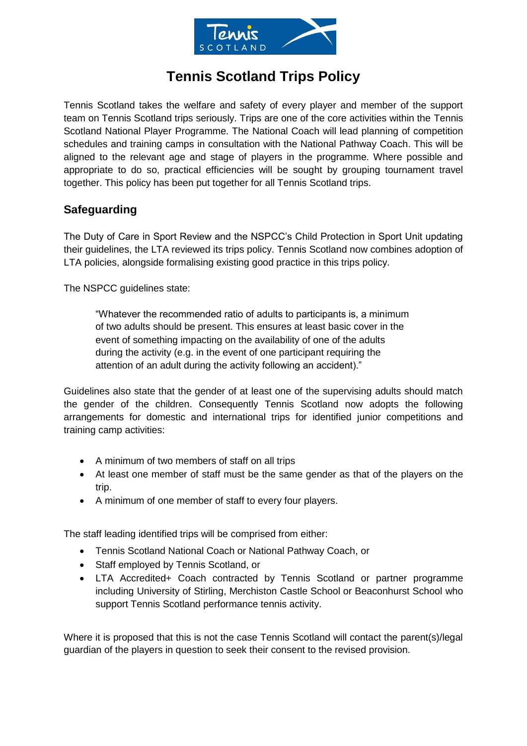# Tennis Scotland Trips Policy

Tennis Scotland takes the welfare and safety of every player and member of the support team on Tennis Scotland trips seriously. Trips are one of the core activities within the Tennis Scotland National Player Programme. The National Coach will lead planning of competition schedules and training camps in consultation with the National Pathway Coach. This will be aligned to the relevant age and stage of players in the programme. Where possible and appropriate to do so, practical efficiencies will be sought by grouping tournament travel together. This policy has been put together for all Tennis Scotland trips.

## Safeguarding

The Duty of Care in Sport Review and the NSPCC's Child Protection in Sport Unit updating their guidelines, the LTA reviewed its trips policy. Tennis Scotland now combines adoption of LTA policies, alongside formalising existing good practice in this trips policy.

The NSPCC guidelines state:

> "Whatever the recommended ratio of adults to participants is, a minimum of two adults should be present. This ensures at least basic cover in the event of something impacting on the availability of one of the adults during the activity (e.g. in the event of one participant requiring the attention of an adult during the activity following an accident)."

Guidelines also state that the gender of at least one of the supervising adults should match the gender of the children. Consequently Tennis Scotland now adopts the following arrangements for domestic and international trips for identified junior competitions and training camp activities:

- A minimum of two members of staff on all trips
- At least one member of staff must be the same gender as that of the players on the trip.
- A minimum of one member of staff to every four players.

The staff leading identified trips will be comprised from either:

- Tennis Scotland National Coach or National Pathway Coach, or
- Staff employed by Tennis Scotland, or
- LTA Accredited+ Coach contracted by Tennis Scotland or partner programme including University of Stirling, Merchiston Castle School or Beaconhurst School who support Tennis Scotland performance tennis activity.

Where it is proposed that this is not the case Tennis Scotland will contact the parent(s)/legal guardian of the players in question to seek their consent to the revised provision.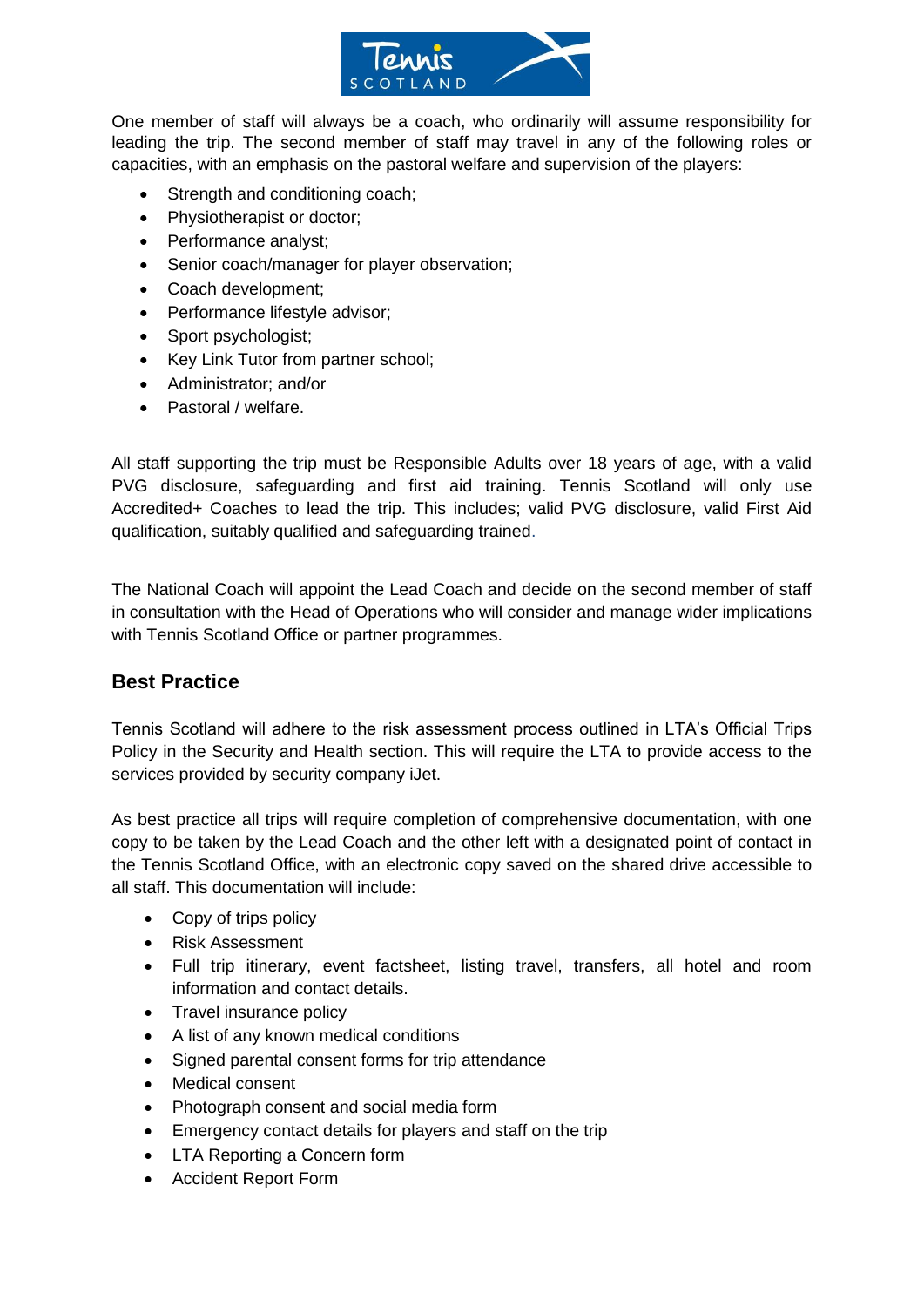One member of staff will always be a coach, who ordinarily will assume responsibility for leading the trip. The second member of staff may travel in any of the following roles or capacities, with an emphasis on the pastoral welfare and supervision of the players:

- Strength and conditioning coach;
- Physiotherapist or doctor;
- Performance analyst;
- Senior coach/manager for player observation;
- Coach development;
- Performance lifestyle advisor;
- Sport psychologist;
- Key Link Tutor from partner school;
- Administrator; and/or
- Pastoral / welfare.

All staff supporting the trip must be Responsible Adults over 18 years of age, with a valid PVG disclosure, safeguarding and first aid training. Tennis Scotland will only use Accredited+ Coaches to lead the trip. This includes; valid PVG disclosure, valid First Aid qualification, suitably qualified and safeguarding trained.

The National Coach will appoint the Lead Coach and decide on the second member of staff in consultation with the Head of Operations who will consider and manage wider implications with Tennis Scotland Office or partner programmes.

## Best Practice

Tennis Scotland will adhere to the risk assessment process outlined in LTA's Official Trips Policy in the Security and Health section. This will require the LTA to provide access to the services provided by security company iJet.

As best practice all trips will require completion of comprehensive documentation, with one copy to be taken by the Lead Coach and the other left with a designated point of contact in the Tennis Scotland Office, with an electronic copy saved on the shared drive accessible to all staff. This documentation will include:

- Copy of trips policy
- Risk Assessment
- Full trip itinerary, event factsheet, listing travel, transfers, all hotel and room information and contact details.
- Travel insurance policy
- A list of any known medical conditions
- Signed parental consent forms for trip attendance
- Medical consent
- Photograph consent and social media form
- Emergency contact details for players and staff on the trip
- LTA Reporting a Concern form
- Accident Report Form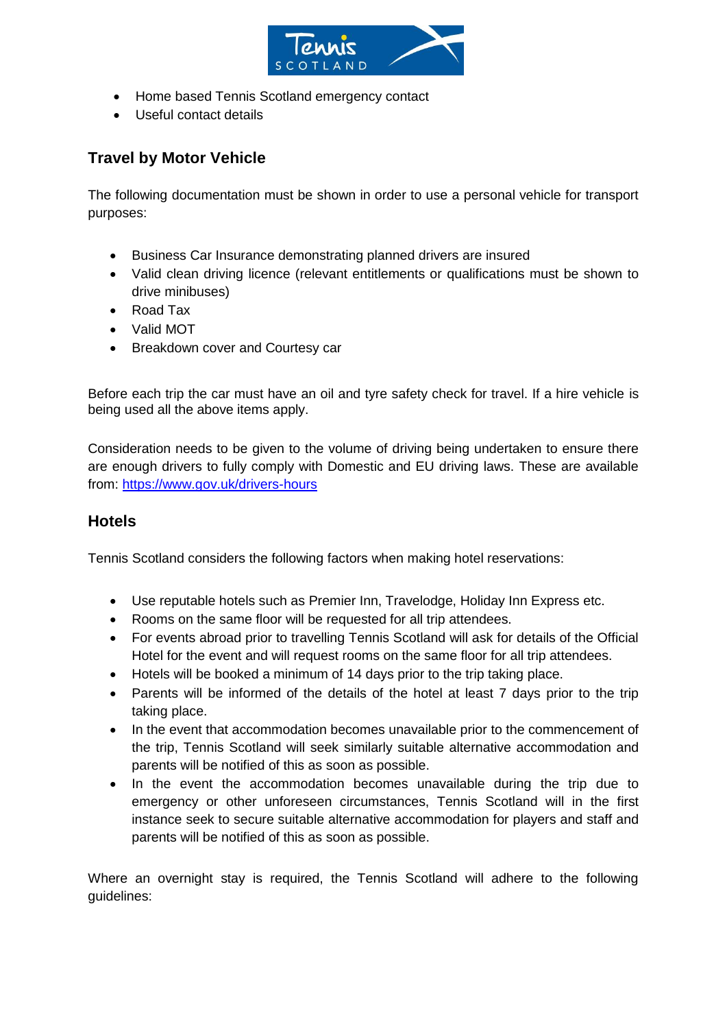- Home based Tennis Scotland emergency contact
- Useful contact details

## Travel by Motor Vehicle

The following documentation must be shown in order to use a personal vehicle for transport purposes:

- Business Car Insurance demonstrating planned drivers are insured
- Valid clean driving licence (relevant entitlements or qualifications must be shown to drive minibuses)
- Road Tax
- Valid MOT
- Breakdown cover and Courtesy car

Before each trip the car must have an oil and tyre safety check for travel. If a hire vehicle is being used all the above items apply.

Consideration needs to be given to the volume of driving being undertaken to ensure there are enough drivers to fully comply with Domestic and EU driving laws. These are available from: https://www.gov.uk/drivers-hours

## Hotels

Tennis Scotland considers the following factors when making hotel reservations:

- Use reputable hotels such as Premier Inn, Travelodge, Holiday Inn Express etc.
- Rooms on the same floor will be requested for all trip attendees.
- For events abroad prior to travelling Tennis Scotland will ask for details of the Official Hotel for the event and will request rooms on the same floor for all trip attendees.
- Hotels will be booked a minimum of 14 days prior to the trip taking place.
- Parents will be informed of the details of the hotel at least 7 days prior to the trip taking place.
- In the event that accommodation becomes unavailable prior to the commencement of the trip, Tennis Scotland will seek similarly suitable alternative accommodation and parents will be notified of this as soon as possible.
- In the event the accommodation becomes unavailable during the trip due to emergency or other unforeseen circumstances, Tennis Scotland will in the first instance seek to secure suitable alternative accommodation for players and staff and parents will be notified of this as soon as possible.

Where an overnight stay is required, the Tennis Scotland will adhere to the following guidelines: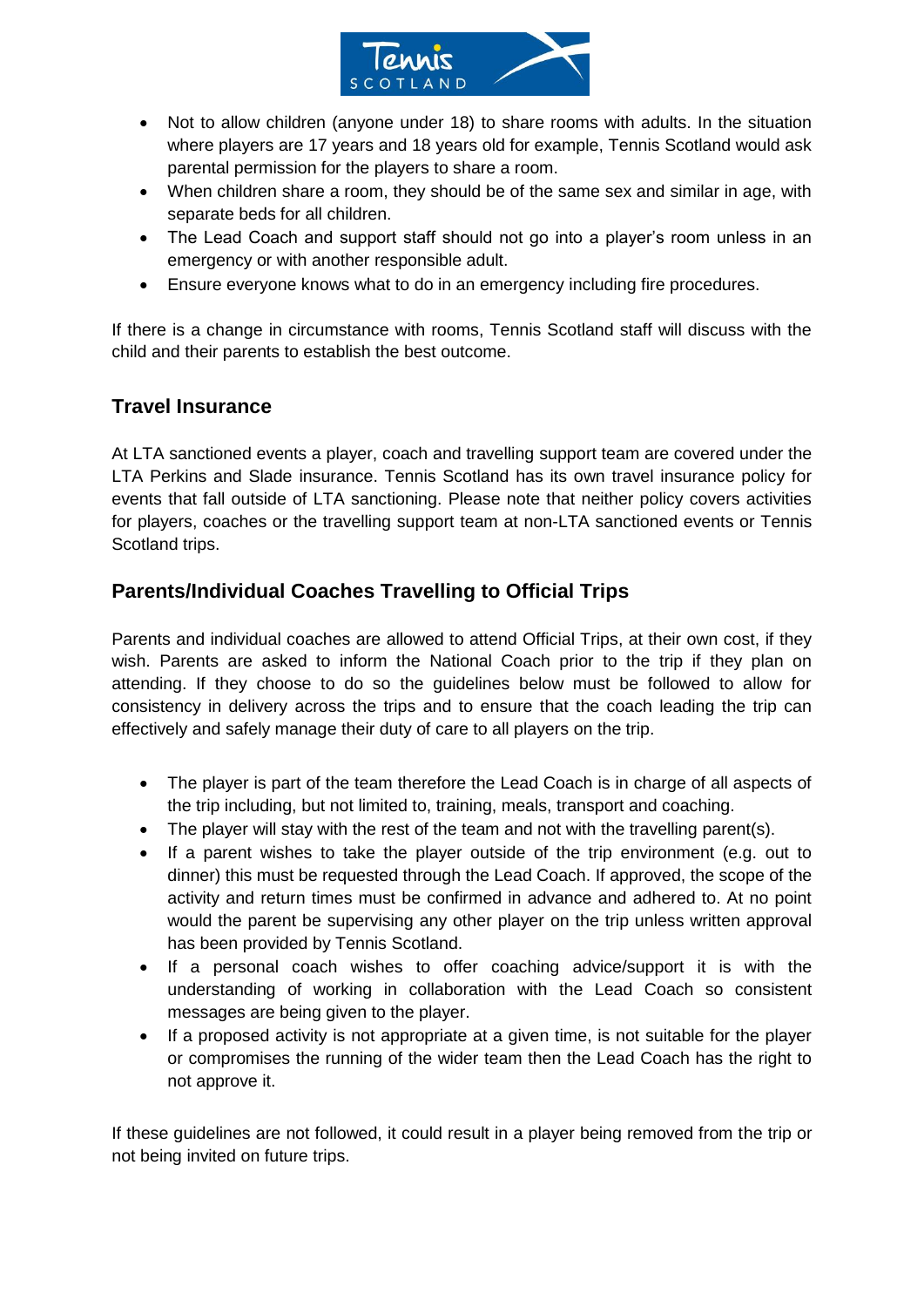- Not to allow children (anyone under 18) to share rooms with adults. In the situation where players are 17 years and 18 years old for example, Tennis Scotland would ask parental permission for the players to share a room.
- When children share a room, they should be of the same sex and similar in age, with separate beds for all children.
- The Lead Coach and support staff should not go into a player's room unless in an emergency or with another responsible adult.
- Ensure everyone knows what to do in an emergency including fire procedures.

If there is a change in circumstance with rooms, Tennis Scotland staff will discuss with the child and their parents to establish the best outcome.

## Travel Insurance

At LTA sanctioned events a player, coach and travelling support team are covered under the LTA Perkins and Slade insurance. Tennis Scotland has its own travel insurance policy for events that fall outside of LTA sanctioning. Please note that neither policy covers activities for players, coaches or the travelling support team at non-LTA sanctioned events or Tennis Scotland trips.

## Parents/Individual Coaches Travelling to Official Trips

Parents and individual coaches are allowed to attend Official Trips, at their own cost, if they wish. Parents are asked to inform the National Coach prior to the trip if they plan on attending. If they choose to do so the guidelines below must be followed to allow for consistency in delivery across the trips and to ensure that the coach leading the trip can effectively and safely manage their duty of care to all players on the trip.

- The player is part of the team therefore the Lead Coach is in charge of all aspects of the trip including, but not limited to, training, meals, transport and coaching.
- The player will stay with the rest of the team and not with the travelling parent(s).
- If a parent wishes to take the player outside of the trip environment (e.g. out to dinner) this must be requested through the Lead Coach. If approved, the scope of the activity and return times must be confirmed in advance and adhered to. At no point would the parent be supervising any other player on the trip unless written approval has been provided by Tennis Scotland.
- If a personal coach wishes to offer coaching advice/support it is with the understanding of working in collaboration with the Lead Coach so consistent messages are being given to the player.
- If a proposed activity is not appropriate at a given time, is not suitable for the player or compromises the running of the wider team then the Lead Coach has the right to not approve it.

If these guidelines are not followed, it could result in a player being removed from the trip or not being invited on future trips.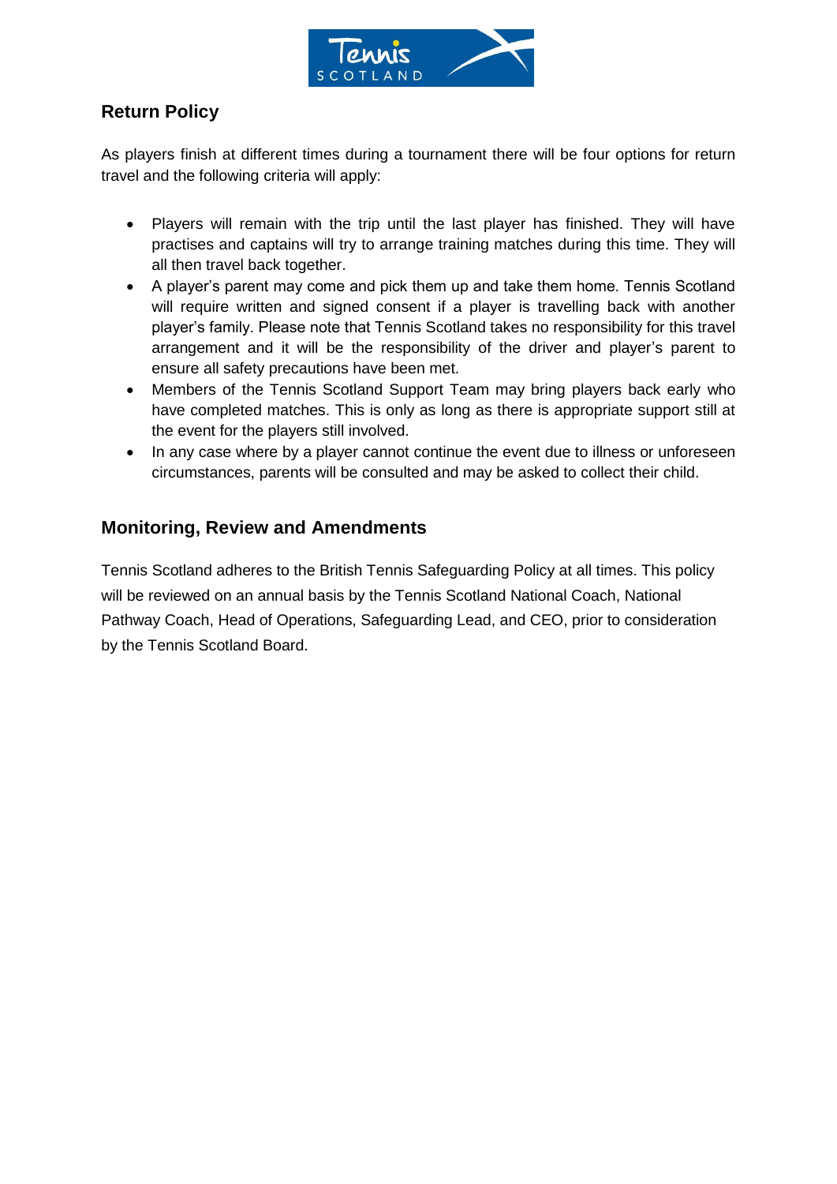## Return Policy

As players finish at different times during a tournament there will be four options for return travel and the following criteria will apply:

- Players will remain with the trip until the last player has finished. They will have practises and captains will try to arrange training matches during this time. They will all then travel back together.
- A player's parent may come and pick them up and take them home. Tennis Scotland will require written and signed consent if a player is travelling back with another player's family. Please note that Tennis Scotland takes no responsibility for this travel arrangement and it will be the responsibility of the driver and player's parent to ensure all safety precautions have been met.
- Members of the Tennis Scotland Support Team may bring players back early who have completed matches. This is only as long as there is appropriate support still at the event for the players still involved.
- In any case where by a player cannot continue the event due to illness or unforeseen circumstances, parents will be consulted and may be asked to collect their child.

## Monitoring, Review and Amendments

Tennis Scotland adheres to the British Tennis Safeguarding Policy at all times. This policy will be reviewed on an annual basis by the Tennis Scotland National Coach, National Pathway Coach, Head of Operations, Safeguarding Lead, and CEO, prior to consideration by the Tennis Scotland Board.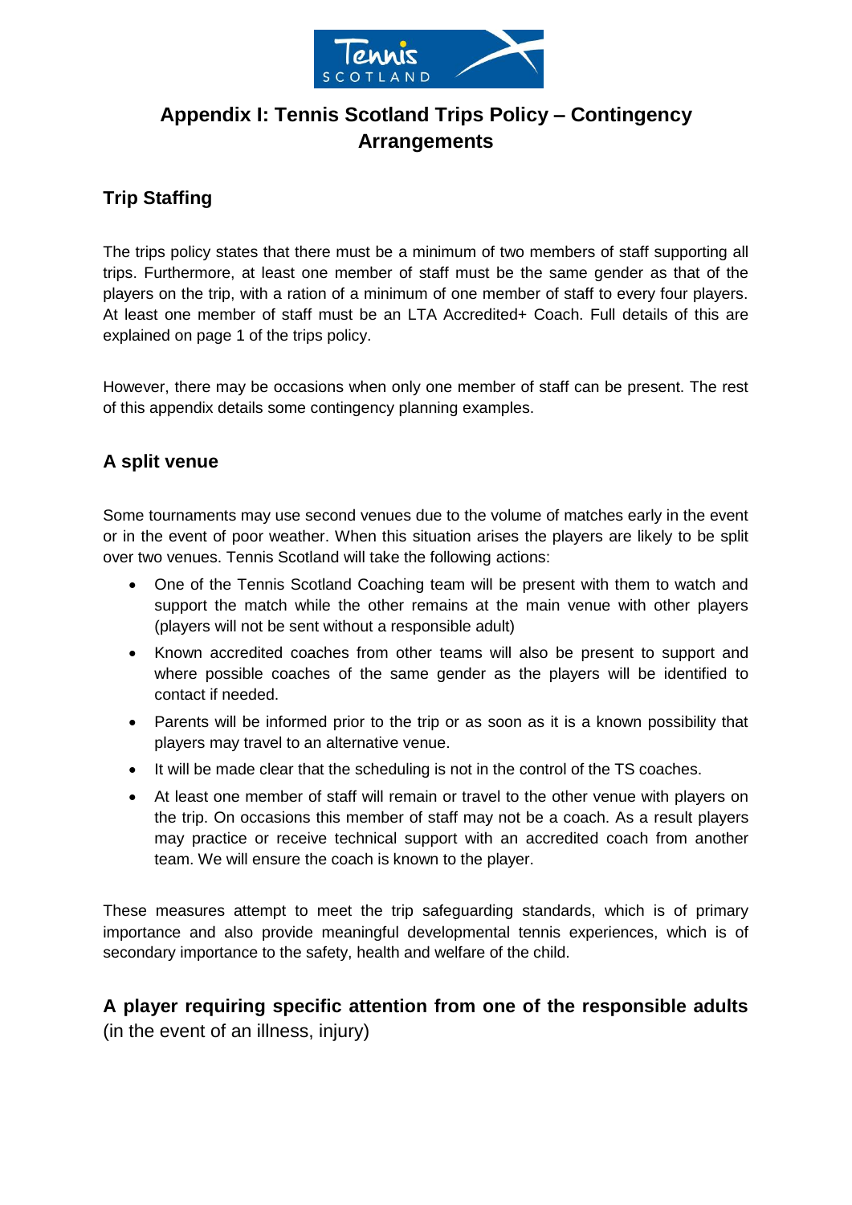# Appendix I: Tennis Scotland Trips Policy – Contingency Arrangements

## Trip Staffing

The trips policy states that there must be a minimum of two members of staff supporting all trips. Furthermore, at least one member of staff must be the same gender as that of the players on the trip, with a ration of a minimum of one member of staff to every four players. At least one member of staff must be an LTA Accredited+ Coach. Full details of this are explained on page 1 of the trips policy.

However, there may be occasions when only one member of staff can be present. The rest of this appendix details some contingency planning examples.

## A split venue

Some tournaments may use second venues due to the volume of matches early in the event or in the event of poor weather. When this situation arises the players are likely to be split over two venues. Tennis Scotland will take the following actions:

- One of the Tennis Scotland Coaching team will be present with them to watch and support the match while the other remains at the main venue with other players (players will not be sent without a responsible adult)
- Known accredited coaches from other teams will also be present to support and where possible coaches of the same gender as the players will be identified to contact if needed.
- Parents will be informed prior to the trip or as soon as it is a known possibility that players may travel to an alternative venue.
- It will be made clear that the scheduling is not in the control of the TS coaches.
- At least one member of staff will remain or travel to the other venue with players on the trip. On occasions this member of staff may not be a coach. As a result players may practice or receive technical support with an accredited coach from another team. We will ensure the coach is known to the player.

These measures attempt to meet the trip safeguarding standards, which is of primary importance and also provide meaningful developmental tennis experiences, which is of secondary importance to the safety, health and welfare of the child.

## A player requiring specific attention from one of the responsible adults (in the event of an illness, injury)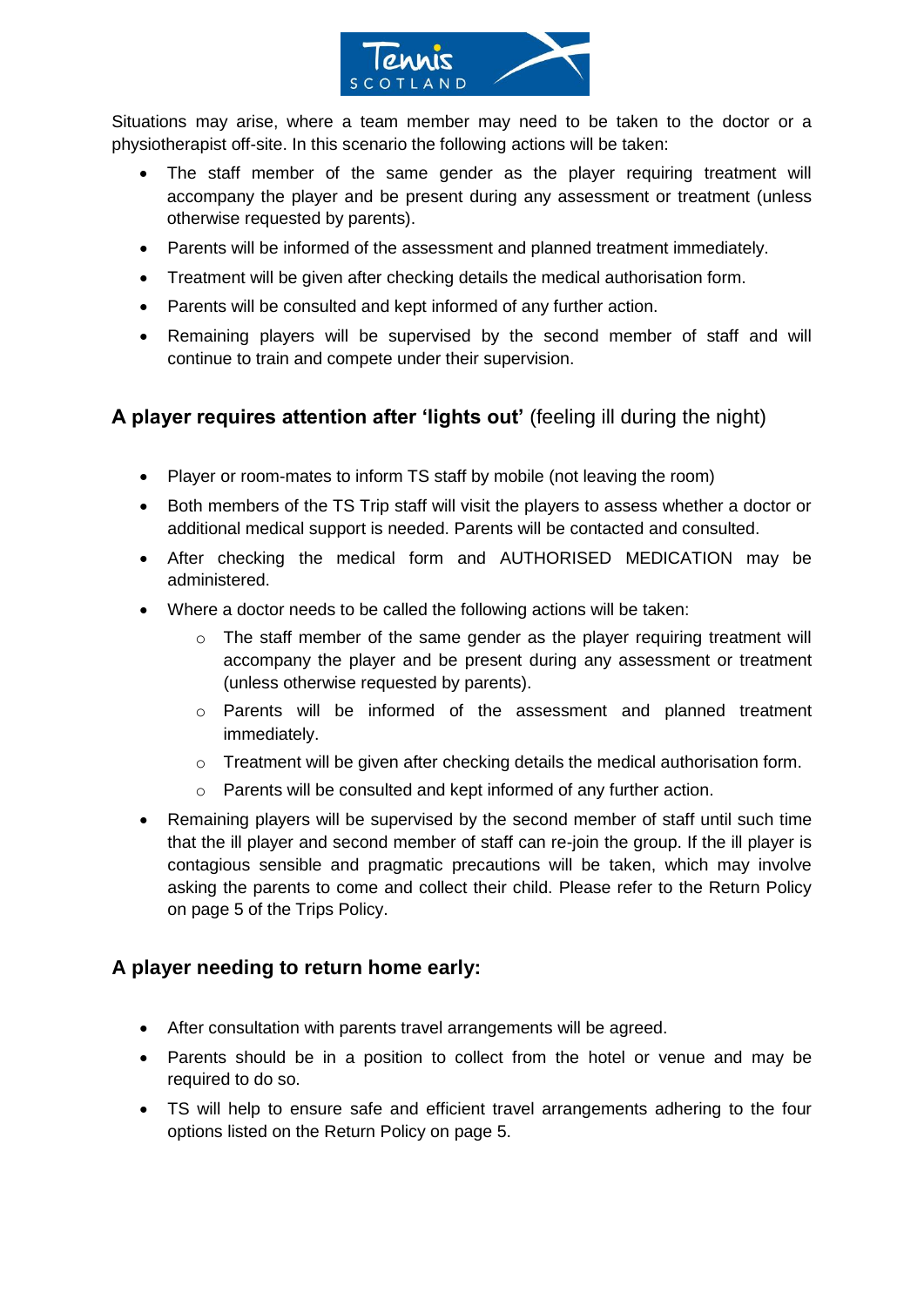Situations may arise, where a team member may need to be taken to the doctor or a physiotherapist off-site. In this scenario the following actions will be taken:

- The staff member of the same gender as the player requiring treatment will accompany the player and be present during any assessment or treatment (unless otherwise requested by parents).
- Parents will be informed of the assessment and planned treatment immediately.
- Treatment will be given after checking details the medical authorisation form.
- Parents will be consulted and kept informed of any further action.
- Remaining players will be supervised by the second member of staff and will continue to train and compete under their supervision.

## A player requires attention after 'lights out' (feeling ill during the night)

- Player or room-mates to inform TS staff by mobile (not leaving the room)
- Both members of the TS Trip staff will visit the players to assess whether a doctor or additional medical support is needed. Parents will be contacted and consulted.
- After checking the medical form and AUTHORISED MEDICATION may be administered.
- Where a doctor needs to be called the following actions will be taken:
  - The staff member of the same gender as the player requiring treatment will accompany the player and be present during any assessment or treatment (unless otherwise requested by parents).
  - Parents will be informed of the assessment and planned treatment immediately.
  - Treatment will be given after checking details the medical authorisation form.
  - Parents will be consulted and kept informed of any further action.
- Remaining players will be supervised by the second member of staff until such time that the ill player and second member of staff can re-join the group. If the ill player is contagious sensible and pragmatic precautions will be taken, which may involve asking the parents to come and collect their child. Please refer to the Return Policy on page 5 of the Trips Policy.

## A player needing to return home early:

- After consultation with parents travel arrangements will be agreed.
- Parents should be in a position to collect from the hotel or venue and may be required to do so.
- TS will help to ensure safe and efficient travel arrangements adhering to the four options listed on the Return Policy on page 5.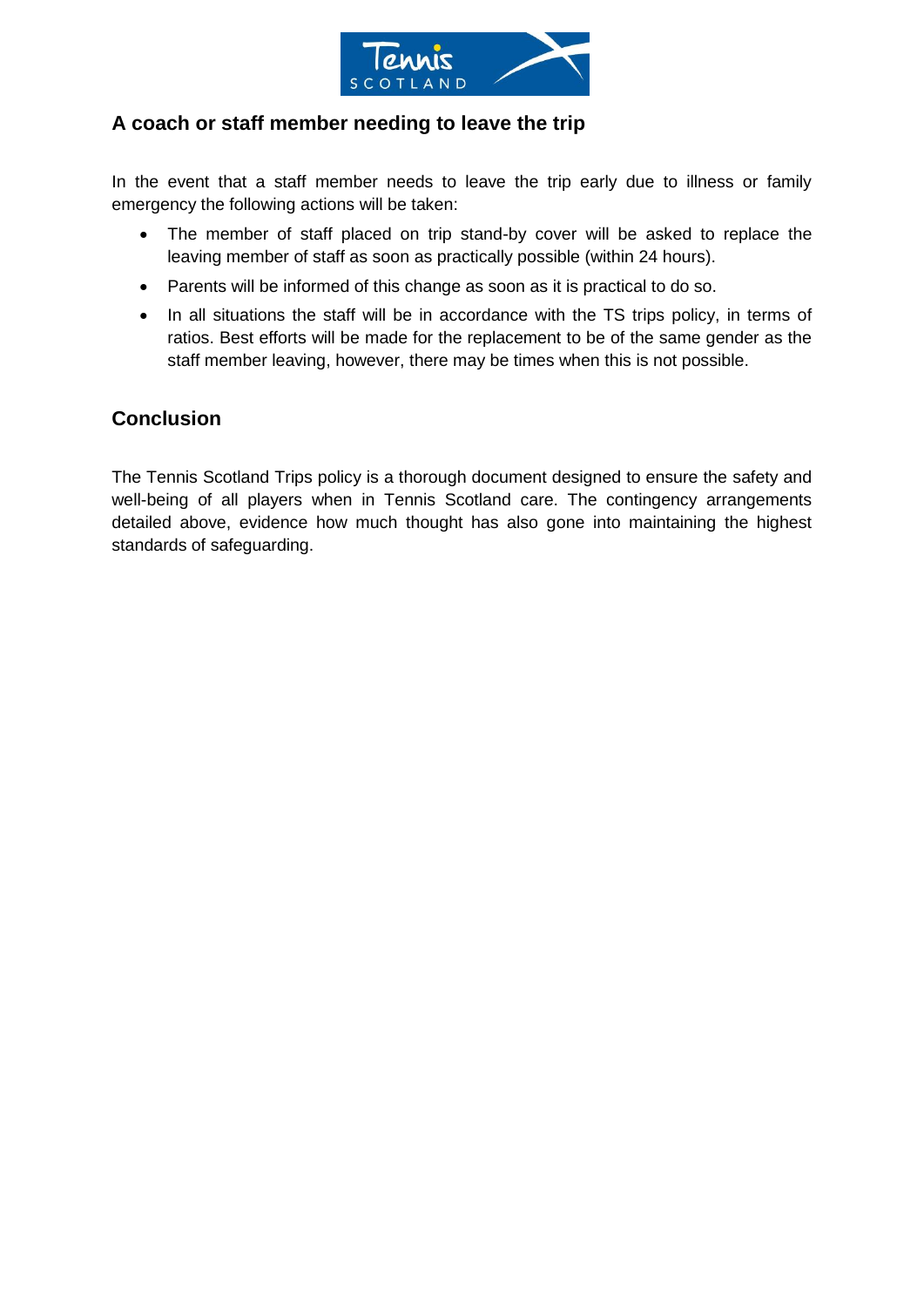## A coach or staff member needing to leave the trip

In the event that a staff member needs to leave the trip early due to illness or family emergency the following actions will be taken:

- The member of staff placed on trip stand-by cover will be asked to replace the leaving member of staff as soon as practically possible (within 24 hours).
- Parents will be informed of this change as soon as it is practical to do so.
- In all situations the staff will be in accordance with the TS trips policy, in terms of ratios. Best efforts will be made for the replacement to be of the same gender as the staff member leaving, however, there may be times when this is not possible.

## Conclusion

The Tennis Scotland Trips policy is a thorough document designed to ensure the safety and well-being of all players when in Tennis Scotland care. The contingency arrangements detailed above, evidence how much thought has also gone into maintaining the highest standards of safeguarding.